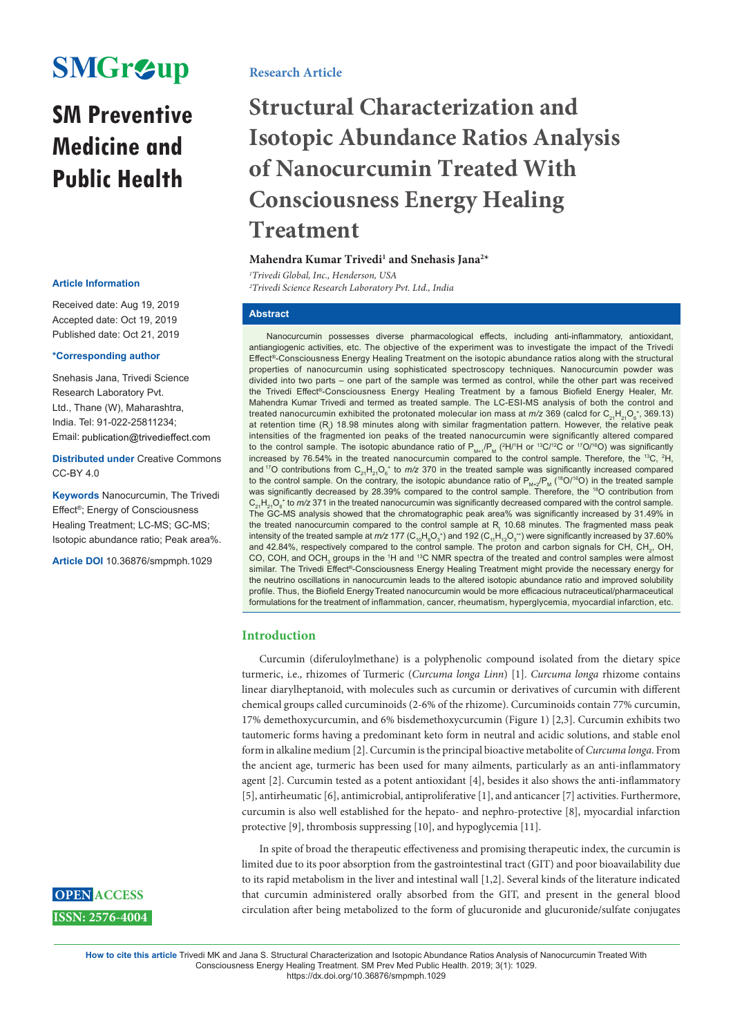SMGroup

# SM Preventive Medicine and Public Health

**Research Article**

# Structural Characterization and Isotopic Abundance Ratios Analysis of Nanocurcumin Treated With Consciousness Energy Healing Treatment

**Mahendra Kumar Trivedi[1] and Snehasis Jana[2*]**

*[1]Trivedi Global, Inc., Henderson, USA*
*[2]Trivedi Science Research Laboratory Pvt. Ltd., India*

**Article Information**

Received date: Aug 19, 2019
Accepted date: Oct 19, 2019
Published date: Oct 21, 2019

**\*Corresponding author**

Snehasis Jana, Trivedi Science Research Laboratory Pvt. Ltd., Thane (W), Maharashtra, India. Tel: 91-022-25811234; Email: publication@trivedieffect.com

**Distributed under** Creative Commons CC-BY 4.0

**Keywords** Nanocurcumin, The Trivedi Effect®; Energy of Consciousness Healing Treatment; LC-MS; GC-MS; Isotopic abundance ratio; Peak area%.

**Article DOI** 10.36876/smpmph.1029

## Abstract

Nanocurcumin possesses diverse pharmacological effects, including anti-inflammatory, antioxidant, antiangiogenic activities, etc. The objective of the experiment was to investigate the impact of the Trivedi Effect®-Consciousness Energy Healing Treatment on the isotopic abundance ratios along with the structural properties of nanocurcumin using sophisticated spectroscopy techniques. Nanocurcumin powder was divided into two parts – one part of the sample was termed as control, while the other part was received the Trivedi Effect®-Consciousness Energy Healing Treatment by a famous Biofield Energy Healer, Mr. Mahendra Kumar Trivedi and termed as treated sample. The LC-ESI-MS analysis of both the control and treated nanocurcumin exhibited the protonated molecular ion mass at *m/z* 369 (calcd for $C_{21}H_{21}O_6^+$, 369.13) at retention time ($R_t$) 18.98 minutes along with similar fragmentation pattern. However, the relative peak intensities of the fragmented ion peaks of the treated nanocurcumin were significantly altered compared to the control sample. The isotopic abundance ratio of $P_{M+1}/P_M$ ($^2H/^1H$ or $^{13}C/^{12}C$ or $^{17}O/^{16}O$) was significantly increased by 76.54% in the treated nanocurcumin compared to the control sample. Therefore, the $^{13}C$, $^2H$, and $^{17}O$ contributions from $C_{21}H_{21}O_6^+$ to *m/z* 370 in the treated sample was significantly increased compared to the control sample. On the contrary, the isotopic abundance ratio of $P_{M+2}/P_M$ ($^{18}O/^{16}O$) in the treated sample was significantly decreased by 28.39% compared to the control sample. Therefore, the $^{18}O$ contribution from $C_{21}H_{21}O_6^+$ to *m/z* 371 in the treated nanocurcumin was significantly decreased compared with the control sample. The GC-MS analysis showed that the chromatographic peak area% was significantly increased by 31.49% in the treated nanocurcumin compared to the control sample at $R_t$ 10.68 minutes. The fragmented mass peak intensity of the treated sample at *m/z* 177 ($C_{10}H_9O_3^+$) and 192 ($C_{11}H_{12}O_3^{•+}$) were significantly increased by 37.60% and 42.84%, respectively compared to the control sample. The proton and carbon signals for CH, $CH_2$, OH, CO, COH, and $OCH_3$ groups in the $^1H$ and $^{13}C$ NMR spectra of the treated and control samples were almost similar. The Trivedi Effect®-Consciousness Energy Healing Treatment might provide the necessary energy for the neutrino oscillations in nanocurcumin leads to the altered isotopic abundance ratio and improved solubility profile. Thus, the Biofield Energy Treated nanocurcumin would be more efficacious nutraceutical/pharmaceutical formulations for the treatment of inflammation, cancer, rheumatism, hyperglycemia, myocardial infarction, etc.

## Introduction

Curcumin (diferuloylmethane) is a polyphenolic compound isolated from the dietary spice turmeric, i.e., rhizomes of Turmeric (*Curcuma longa Linn*) [1]. *Curcuma longa* rhizome contains linear diarylheptanoid, with molecules such as curcumin or derivatives of curcumin with different chemical groups called curcuminoids (2-6% of the rhizome). Curcuminoids contain 77% curcumin, 17% demethoxycurcumin, and 6% bisdemethoxycurcumin (Figure 1) [2,3]. Curcumin exhibits two tautomeric forms having a predominant keto form in neutral and acidic solutions, and stable enol form in alkaline medium [2]. Curcumin is the principal bioactive metabolite of *Curcuma longa*. From the ancient age, turmeric has been used for many ailments, particularly as an anti-inflammatory agent [2]. Curcumin tested as a potent antioxidant [4], besides it also shows the anti-inflammatory [5], antirheumatic [6], antimicrobial, antiproliferative [1], and anticancer [7] activities. Furthermore, curcumin is also well established for the hepato- and nephro-protective [8], myocardial infarction protective [9], thrombosis suppressing [10], and hypoglycemia [11].

In spite of broad the therapeutic effectiveness and promising therapeutic index, the curcumin is limited due to its poor absorption from the gastrointestinal tract (GIT) and poor bioavailability due to its rapid metabolism in the liver and intestinal wall [1,2]. Several kinds of the literature indicated that curcumin administered orally absorbed from the GIT, and present in the general blood circulation after being metabolized to the form of glucuronide and glucuronide/sulfate conjugates

**OPEN ACCESS**
**ISSN: 2576-4004**

**How to cite this article** Trivedi MK and Jana S. Structural Characterization and Isotopic Abundance Ratios Analysis of Nanocurcumin Treated With Consciousness Energy Healing Treatment. SM Prev Med Public Health. 2019; 3(1): 1029. https://dx.doi.org/10.36876/smpmph.1029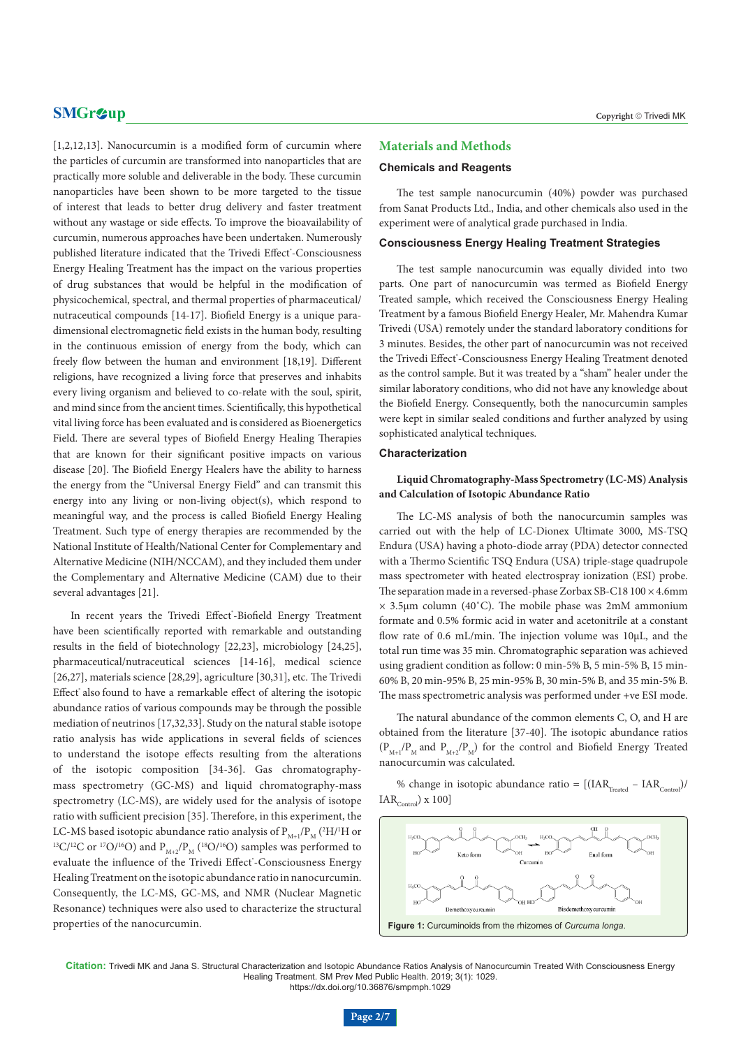[1,2,12,13]. Nanocurcumin is a modified form of curcumin where the particles of curcumin are transformed into nanoparticles that are practically more soluble and deliverable in the body. These curcumin nanoparticles have been shown to be more targeted to the tissue of interest that leads to better drug delivery and faster treatment without any wastage or side effects. To improve the bioavailability of curcumin, numerous approaches have been undertaken. Numerously published literature indicated that the Trivedi Effect®-Consciousness Energy Healing Treatment has the impact on the various properties of drug substances that would be helpful in the modification of physicochemical, spectral, and thermal properties of pharmaceutical/nutraceutical compounds [14-17]. Biofield Energy is a unique para-dimensional electromagnetic field exists in the human body, resulting in the continuous emission of energy from the body, which can freely flow between the human and environment [18,19]. Different religions, have recognized a living force that preserves and inhabits every living organism and believed to co-relate with the soul, spirit, and mind since from the ancient times. Scientifically, this hypothetical vital living force has been evaluated and is considered as Bioenergetics Field. There are several types of Biofield Energy Healing Therapies that are known for their significant positive impacts on various disease [20]. The Biofield Energy Healers have the ability to harness the energy from the "Universal Energy Field" and can transmit this energy into any living or non-living object(s), which respond to meaningful way, and the process is called Biofield Energy Healing Treatment. Such type of energy therapies are recommended by the National Institute of Health/National Center for Complementary and Alternative Medicine (NIH/NCCAM), and they included them under the Complementary and Alternative Medicine (CAM) due to their several advantages [21].

In recent years the Trivedi Effect®-Biofield Energy Treatment have been scientifically reported with remarkable and outstanding results in the field of biotechnology [22,23], microbiology [24,25], pharmaceutical/nutraceutical sciences [14-16], medical science [26,27], materials science [28,29], agriculture [30,31], etc. The Trivedi Effect® also found to have a remarkable effect of altering the isotopic abundance ratios of various compounds may be through the possible mediation of neutrinos [17,32,33]. Study on the natural stable isotope ratio analysis has wide applications in several fields of sciences to understand the isotope effects resulting from the alterations of the isotopic composition [34-36]. Gas chromatography-mass spectrometry (GC-MS) and liquid chromatography-mass spectrometry (LC-MS), are widely used for the analysis of isotope ratio with sufficient precision [35]. Therefore, in this experiment, the LC-MS based isotopic abundance ratio analysis of $P_{M+1}/P_M$ ($^2H/^1H$ or $^{13}C/^{12}C$ or $^{17}O/^{16}O$) and $P_{M+2}/P_M$ ($^{18}O/^{16}O$) samples was performed to evaluate the influence of the Trivedi Effect®-Consciousness Energy Healing Treatment on the isotopic abundance ratio in nanocurcumin. Consequently, the LC-MS, GC-MS, and NMR (Nuclear Magnetic Resonance) techniques were also used to characterize the structural properties of the nanocurcumin.

## Materials and Methods

### Chemicals and Reagents

The test sample nanocurcumin (40%) powder was purchased from Sanat Products Ltd., India, and other chemicals also used in the experiment were of analytical grade purchased in India.

### Consciousness Energy Healing Treatment Strategies

The test sample nanocurcumin was equally divided into two parts. One part of nanocurcumin was termed as Biofield Energy Treated sample, which received the Consciousness Energy Healing Treatment by a famous Biofield Energy Healer, Mr. Mahendra Kumar Trivedi (USA) remotely under the standard laboratory conditions for 3 minutes. Besides, the other part of nanocurcumin was not received the Trivedi Effect®-Consciousness Energy Healing Treatment denoted as the control sample. But it was treated by a "sham" healer under the similar laboratory conditions, who did not have any knowledge about the Biofield Energy. Consequently, both the nanocurcumin samples were kept in similar sealed conditions and further analyzed by using sophisticated analytical techniques.

### Characterization

#### Liquid Chromatography-Mass Spectrometry (LC-MS) Analysis and Calculation of Isotopic Abundance Ratio

The LC-MS analysis of both the nanocurcumin samples was carried out with the help of LC-Dionex Ultimate 3000, MS-TSQ Endura (USA) having a photo-diode array (PDA) detector connected with a Thermo Scientific TSQ Endura (USA) triple-stage quadrupole mass spectrometer with heated electrospray ionization (ESI) probe. The separation made in a reversed-phase Zorbax SB-C18 100 × 4.6mm × 3.5μm column (40˚C). The mobile phase was 2mM ammonium formate and 0.5% formic acid in water and acetonitrile at a constant flow rate of 0.6 mL/min. The injection volume was 10μL, and the total run time was 35 min. Chromatographic separation was achieved using gradient condition as follow: 0 min-5% B, 5 min-5% B, 15 min-60% B, 20 min-95% B, 25 min-95% B, 30 min-5% B, and 35 min-5% B. The mass spectrometric analysis was performed under +ve ESI mode.

The natural abundance of the common elements C, O, and H are obtained from the literature [37-40]. The isotopic abundance ratios ($P_{M+1}/P_M$ and $P_{M+2}/P_M$) for the control and Biofield Energy Treated nanocurcumin was calculated.

% change in isotopic abundance ratio = $[(IAR_{Treated} - IAR_{Control})/IAR_{Control}) \times 100]$

**Figure 1:** Curcuminoids from the rhizomes of *Curcuma longa*.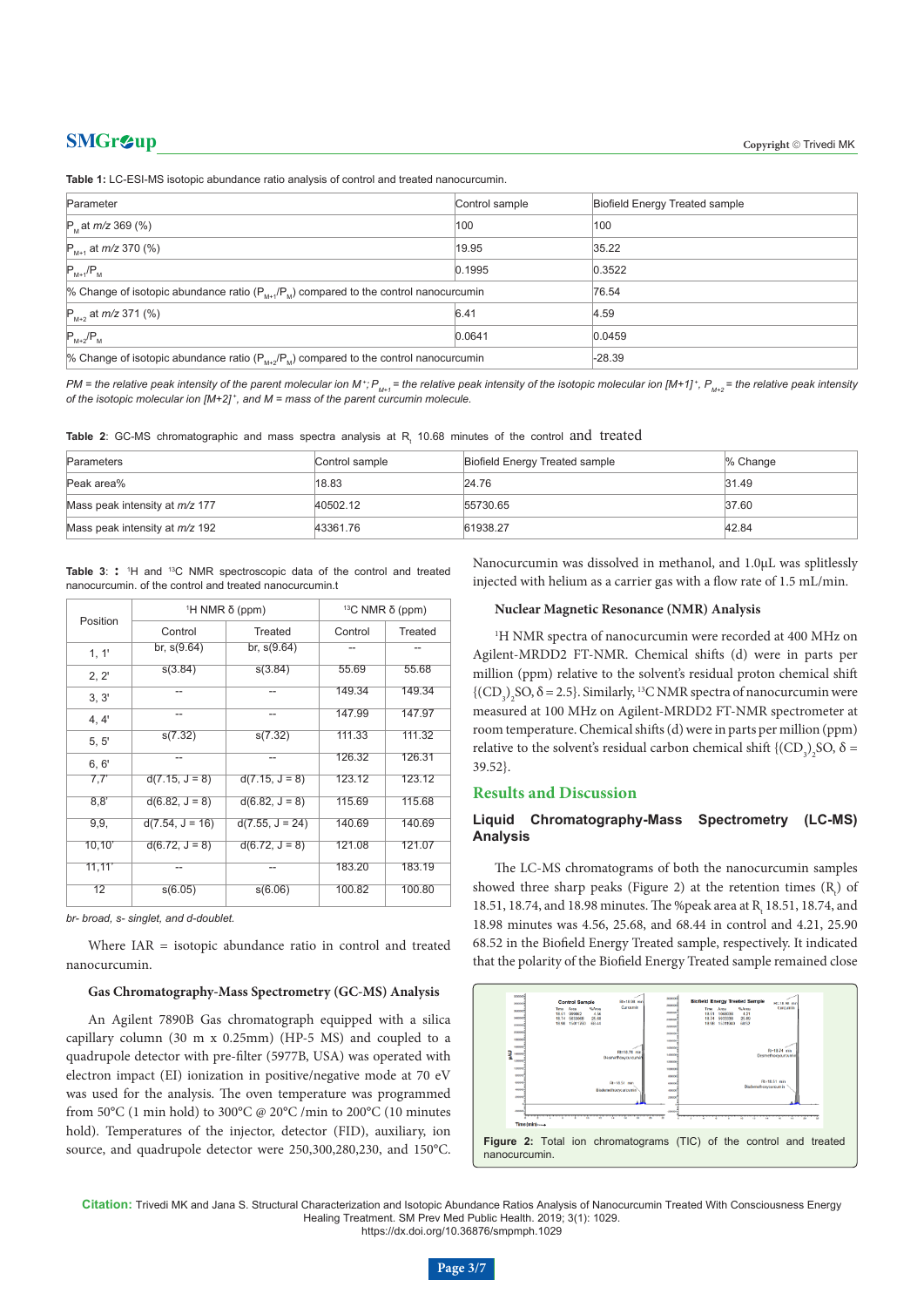**Table 1:** LC-ESI-MS isotopic abundance ratio analysis of control and treated nanocurcumin.

| Parameter | Control sample | Biofield Energy Treated sample |
|---|---|---|
| $P_M$ at *m/z* 369 (%) | 100 | 100 |
| $P_{M+1}$ at *m/z* 370 (%) | 19.95 | 35.22 |
| $P_{M+1}/P_M$ | 0.1995 | 0.3522 |
| % Change of isotopic abundance ratio ($P_{M+1}/P_M$) compared to the control nanocurcumin | | 76.54 |
| $P_{M+2}$ at *m/z* 371 (%) | 6.41 | 4.59 |
| $P_{M+2}/P_M$ | 0.0641 | 0.0459 |
| % Change of isotopic abundance ratio ($P_{M+2}/P_M$) compared to the control nanocurcumin | | -28.39 |

*PM = the relative peak intensity of the parent molecular ion $M^+$; $P_{M+1}$ = the relative peak intensity of the isotopic molecular ion $[M+1]^+$, $P_{M+2}$ = the relative peak intensity of the isotopic molecular ion $[M+2]^+$, and M = mass of the parent curcumin molecule.*

**Table 2**: GC-MS chromatographic and mass spectra analysis at $R_t$ 10.68 minutes of the control and treated

| Parameters | Control sample | Biofield Energy Treated sample | % Change |
|---|---|---|---|
| Peak area% | 18.83 | 24.76 | 31.49 |
| Mass peak intensity at *m/z* 177 | 40502.12 | 55730.65 | 37.60 |
| Mass peak intensity at *m/z* 192 | 43361.76 | 61938.27 | 42.84 |

**Table 3**: **:** $^1$H and $^{13}$C NMR spectroscopic data of the control and treated nanocurcumin. of the control and treated nanocurcumin.t

| Position | $^1$H NMR δ (ppm) | | $^{13}$C NMR δ (ppm) | |
|---|---|---|---|---|
| | Control | Treated | Control | Treated |
| 1, 1' | br, s(9.64) | br, s(9.64) | -- | -- |
| 2, 2' | s(3.84) | s(3.84) | 55.69 | 55.68 |
| 3, 3' | -- | -- | 149.34 | 149.34 |
| 4, 4' | -- | -- | 147.99 | 147.97 |
| 5, 5' | s(7.32) | s(7.32) | 111.33 | 111.32 |
| 6, 6' | -- | -- | 126.32 | 126.31 |
| 7,7' | d(7.15, J = 8) | d(7.15, J = 8) | 123.12 | 123.12 |
| 8,8' | d(6.82, J = 8) | d(6.82, J = 8) | 115.69 | 115.68 |
| 9,9, | d(7.54, J = 16) | d(7.55, J = 24) | 140.69 | 140.69 |
| 10,10' | d(6.72, J = 8) | d(6.72, J = 8) | 121.08 | 121.07 |
| 11,11' | -- | -- | 183.20 | 183.19 |
| 12 | s(6.05) | s(6.06) | 100.82 | 100.80 |

*br- broad, s- singlet, and d-doublet.*

Where IAR = isotopic abundance ratio in control and treated nanocurcumin.

#### Gas Chromatography-Mass Spectrometry (GC-MS) Analysis

An Agilent 7890B Gas chromatograph equipped with a silica capillary column (30 m x 0.25mm) (HP-5 MS) and coupled to a quadrupole detector with pre-filter (5977B, USA) was operated with electron impact (EI) ionization in positive/negative mode at 70 eV was used for the analysis. The oven temperature was programmed from 50°C (1 min hold) to 300°C @ 20°C /min to 200°C (10 minutes hold). Temperatures of the injector, detector (FID), auxiliary, ion source, and quadrupole detector were 250,300,280,230, and 150°C. Nanocurcumin was dissolved in methanol, and 1.0µL was splitlessly injected with helium as a carrier gas with a flow rate of 1.5 mL/min.

#### Nuclear Magnetic Resonance (NMR) Analysis

$^1$H NMR spectra of nanocurcumin were recorded at 400 MHz on Agilent-MRDD2 FT-NMR. Chemical shifts (d) were in parts per million (ppm) relative to the solvent's residual proton chemical shift {$(CD_3)_2SO$, δ = 2.5}. Similarly, $^{13}$C NMR spectra of nanocurcumin were measured at 100 MHz on Agilent-MRDD2 FT-NMR spectrometer at room temperature. Chemical shifts (d) were in parts per million (ppm) relative to the solvent's residual carbon chemical shift {$(CD_3)_2SO$, δ = 39.52}.

## Results and Discussion

### Liquid Chromatography-Mass Spectrometry (LC-MS) Analysis

The LC-MS chromatograms of both the nanocurcumin samples showed three sharp peaks (Figure 2) at the retention times ($R_t$) of 18.51, 18.74, and 18.98 minutes. The %peak area at $R_t$ 18.51, 18.74, and 18.98 minutes was 4.56, 25.68, and 68.44 in control and 4.21, 25.90 68.52 in the Biofield Energy Treated sample, respectively. It indicated that the polarity of the Biofield Energy Treated sample remained close

**Figure 2:** Total ion chromatograms (TIC) of the control and treated nanocurcumin.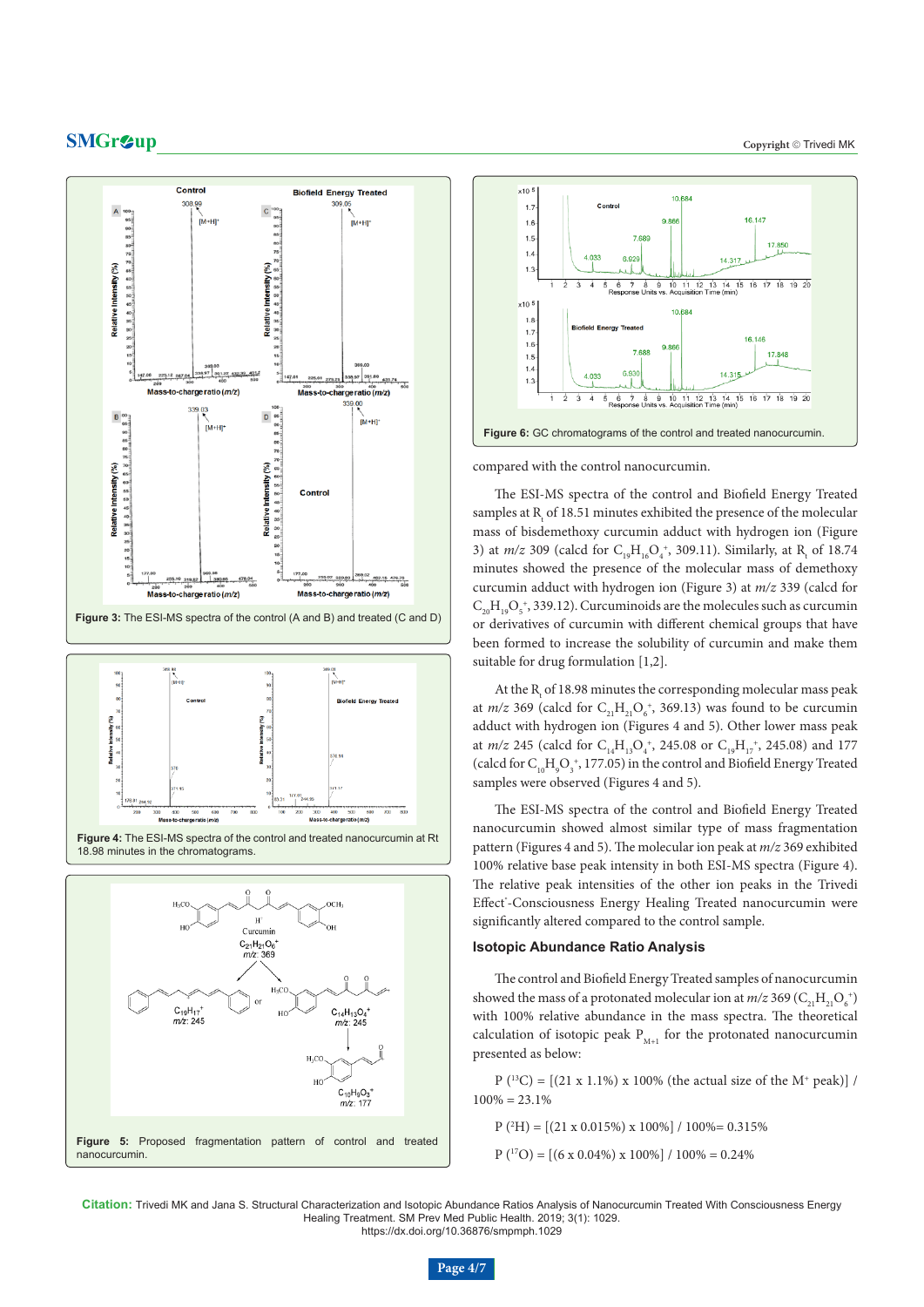Figure 3: The ESI-MS spectra of the control (A and B) and treated (C and D)

Figure 4: The ESI-MS spectra of the control and treated nanocurcumin at Rt 18.98 minutes in the chromatograms.

Figure 5: Proposed fragmentation pattern of control and treated nanocurcumin.

Figure 6: GC chromatograms of the control and treated nanocurcumin.

compared with the control nanocurcumin.

The ESI-MS spectra of the control and Biofield Energy Treated samples at $R_t$ of 18.51 minutes exhibited the presence of the molecular mass of bisdemethoxy curcumin adduct with hydrogen ion (Figure 3) at *m/z* 309 (calcd for $C_{19}H_{16}O_4^+$, 309.11). Similarly, at $R_t$ of 18.74 minutes showed the presence of the molecular mass of demethoxy curcumin adduct with hydrogen ion (Figure 3) at *m/z* 339 (calcd for $C_{20}H_{19}O_5^+$, 339.12). Curcuminoids are the molecules such as curcumin or derivatives of curcumin with different chemical groups that have been formed to increase the solubility of curcumin and make them suitable for drug formulation [1,2].

At the $R_t$ of 18.98 minutes the corresponding molecular mass peak at *m/z* 369 (calcd for $C_{21}H_{21}O_6^+$, 369.13) was found to be curcumin adduct with hydrogen ion (Figures 4 and 5). Other lower mass peak at *m/z* 245 (calcd for $C_{14}H_{13}O_4^+$, 245.08 or $C_{19}H_{17}^+$, 245.08) and 177 (calcd for $C_{10}H_9O_3^+$, 177.05) in the control and Biofield Energy Treated samples were observed (Figures 4 and 5).

The ESI-MS spectra of the control and Biofield Energy Treated nanocurcumin showed almost similar type of mass fragmentation pattern (Figures 4 and 5). The molecular ion peak at *m/z* 369 exhibited 100% relative base peak intensity in both ESI-MS spectra (Figure 4). The relative peak intensities of the other ion peaks in the Trivedi Effect®-Consciousness Energy Healing Treated nanocurcumin were significantly altered compared to the control sample.

## Isotopic Abundance Ratio Analysis

The control and Biofield Energy Treated samples of nanocurcumin showed the mass of a protonated molecular ion at *m/z* 369 ($C_{21}H_{21}O_6^+$) with 100% relative abundance in the mass spectra. The theoretical calculation of isotopic peak $P_{M+1}$ for the protonated nanocurcumin presented as below:

$P(^{13}C) = [(21 \times 1.1\%) \times 100\%$ (the actual size of the $M^+$ peak)$] / 100\% = 23.1\%$

$P(^{2}H) = [(21 \times 0.015\%) \times 100\%] / 100\% = 0.315\%$

$P(^{17}O) = [(6 \times 0.04\%) \times 100\%] / 100\% = 0.24\%$

**Citation:** Trivedi MK and Jana S. Structural Characterization and Isotopic Abundance Ratios Analysis of Nanocurcumin Treated With Consciousness Energy Healing Treatment. SM Prev Med Public Health. 2019; 3(1): 1029. https://dx.doi.org/10.36876/smpmph.1029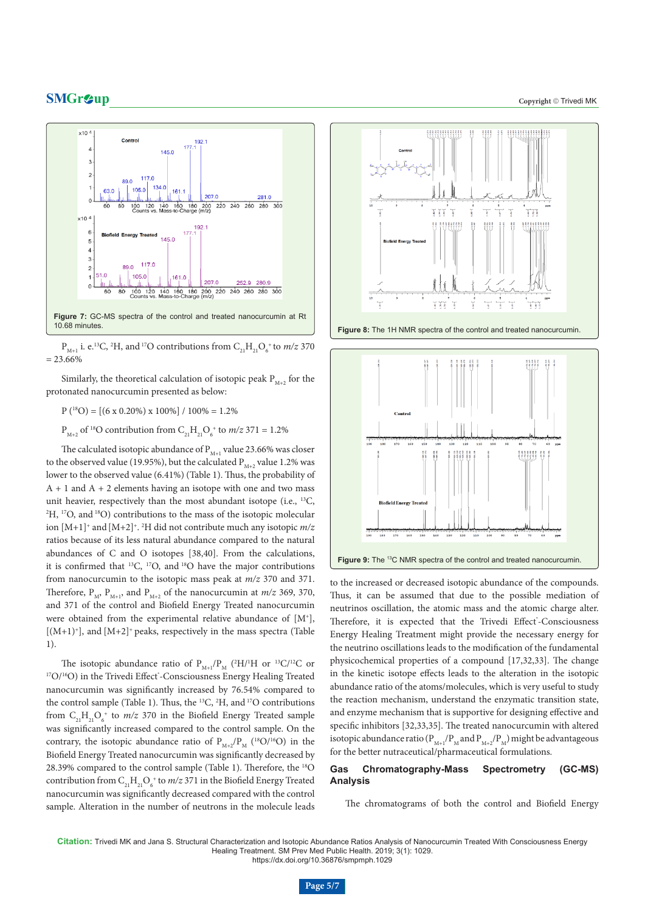Figure 7: GC-MS spectra of the control and treated nanocurcumin at Rt 10.68 minutes.

Figure 8: The 1H NMR spectra of the control and treated nanocurcumin.

Figure 9: The $^{13}C$ NMR spectra of the control and treated nanocurcumin.

$P_{M+1}$ i. e.$^{13}C$, $^{2}H$, and $^{17}O$ contributions from $C_{21}H_{21}O_6^+$ to *m/z* 370 = 23.66%

Similarly, the theoretical calculation of isotopic peak $P_{M+2}$ for the protonated nanocurcumin presented as below:

P ($^{18}O$) = [(6 x 0.20%) x 100%] / 100% = 1.2%

$P_{M+2}$ of $^{18}O$ contribution from $C_{21}H_{21}O_6^+$ to *m/z* 371 = 1.2%

The calculated isotopic abundance of $P_{M+1}$ value 23.66% was closer to the observed value (19.95%), but the calculated $P_{M+2}$ value 1.2% was lower to the observed value (6.41%) (Table 1). Thus, the probability of A + 1 and A + 2 elements having an isotope with one and two mass unit heavier, respectively than the most abundant isotope (i.e., $^{13}C$, $^{2}H$, $^{17}O$, and $^{18}O$) contributions to the mass of the isotopic molecular ion $[M+1]^+$ and $[M+2]^+$. $^{2}H$ did not contribute much any isotopic *m/z* ratios because of its less natural abundance compared to the natural abundances of C and O isotopes [38,40]. From the calculations, it is confirmed that $^{13}C$, $^{17}O$, and $^{18}O$ have the major contributions from nanocurcumin to the isotopic mass peak at *m/z* 370 and 371. Therefore, $P_M$, $P_{M+1}$, and $P_{M+2}$ of the nanocurcumin at *m/z* 369, 370, and 371 of the control and Biofield Energy Treated nanocurcumin were obtained from the experimental relative abundance of $[M^+]$, $[(M+1)^+]$, and $[M+2]^+$ peaks, respectively in the mass spectra (Table 1).

The isotopic abundance ratio of $P_{M+1}/P_M$ ($^{2}H/^{1}H$ or $^{13}C/^{12}C$ or $^{17}O/^{16}O$) in the Trivedi Effect®-Consciousness Energy Healing Treated nanocurcumin was significantly increased by 76.54% compared to the control sample (Table 1). Thus, the $^{13}C$, $^{2}H$, and $^{17}O$ contributions from $C_{21}H_{21}O_6^+$ to *m/z* 370 in the Biofield Energy Treated sample was significantly increased compared to the control sample. On the contrary, the isotopic abundance ratio of $P_{M+2}/P_M$ ($^{18}O/^{16}O$) in the Biofield Energy Treated nanocurcumin was significantly decreased by 28.39% compared to the control sample (Table 1). Therefore, the $^{18}O$ contribution from $C_{21}H_{21}O_6^+$ to *m/z* 371 in the Biofield Energy Treated nanocurcumin was significantly decreased compared with the control sample. Alteration in the number of neutrons in the molecule leads to the increased or decreased isotopic abundance of the compounds. Thus, it can be assumed that due to the possible mediation of neutrinos oscillation, the atomic mass and the atomic charge alter. Therefore, it is expected that the Trivedi Effect®-Consciousness Energy Healing Treatment might provide the necessary energy for the neutrino oscillations leads to the modification of the fundamental physicochemical properties of a compound [17,32,33]. The change in the kinetic isotope effects leads to the alteration in the isotopic abundance ratio of the atoms/molecules, which is very useful to study the reaction mechanism, understand the enzymatic transition state, and enzyme mechanism that is supportive for designing effective and specific inhibitors [32,33,35]. The treated nanocurcumin with altered isotopic abundance ratio ($P_{M+1}/P_M$ and $P_{M+2}/P_M$) might be advantageous for the better nutraceutical/pharmaceutical formulations.

## Gas Chromatography-Mass Spectrometry (GC-MS) Analysis

The chromatograms of both the control and Biofield Energy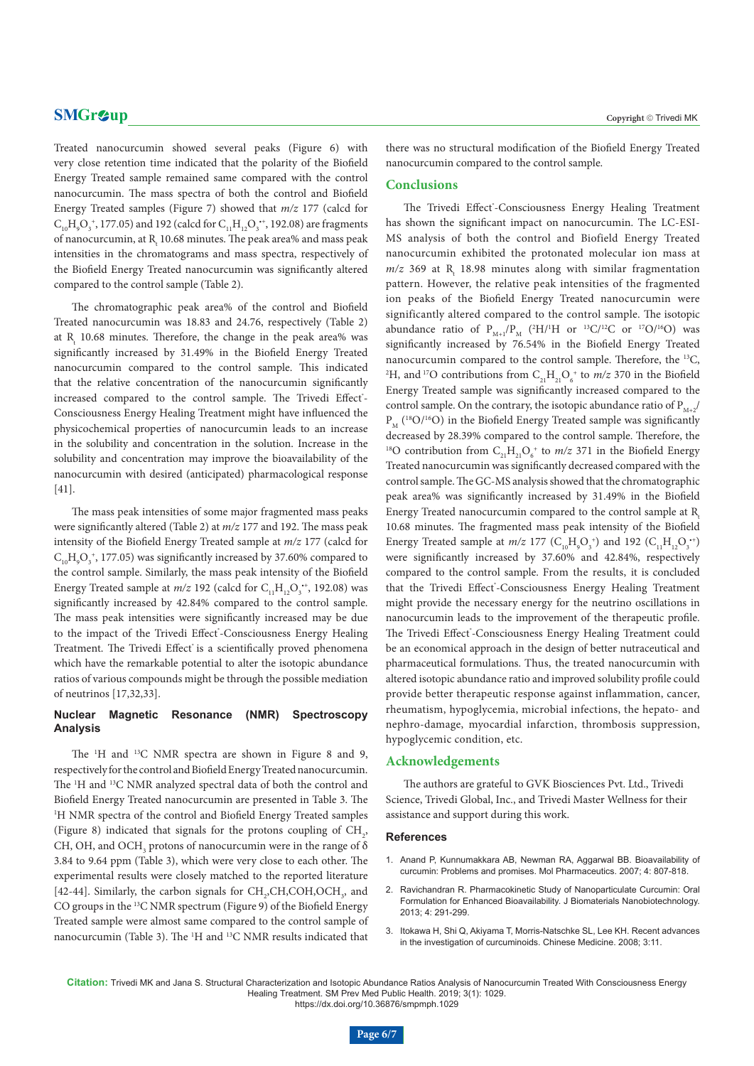Treated nanocurcumin showed several peaks (Figure 6) with very close retention time indicated that the polarity of the Biofield Energy Treated sample remained same compared with the control nanocurcumin. The mass spectra of both the control and Biofield Energy Treated samples (Figure 7) showed that *m/z* 177 (calcd for $C_{10}H_9O_3^+$, 177.05) and 192 (calcd for $C_{11}H_{12}O_3^{\bullet+}$, 192.08) are fragments of nanocurcumin, at $R_t$ 10.68 minutes. The peak area% and mass peak intensities in the chromatograms and mass spectra, respectively of the Biofield Energy Treated nanocurcumin was significantly altered compared to the control sample (Table 2).

The chromatographic peak area% of the control and Biofield Treated nanocurcumin was 18.83 and 24.76, respectively (Table 2) at $R_t$ 10.68 minutes. Therefore, the change in the peak area% was significantly increased by 31.49% in the Biofield Energy Treated nanocurcumin compared to the control sample. This indicated that the relative concentration of the nanocurcumin significantly increased compared to the control sample. The Trivedi Effect®-Consciousness Energy Healing Treatment might have influenced the physicochemical properties of nanocurcumin leads to an increase in the solubility and concentration in the solution. Increase in the solubility and concentration may improve the bioavailability of the nanocurcumin with desired (anticipated) pharmacological response [41].

The mass peak intensities of some major fragmented mass peaks were significantly altered (Table 2) at *m/z* 177 and 192. The mass peak intensity of the Biofield Energy Treated sample at *m/z* 177 (calcd for $C_{10}H_9O_3^+$, 177.05) was significantly increased by 37.60% compared to the control sample. Similarly, the mass peak intensity of the Biofield Energy Treated sample at *m/z* 192 (calcd for $C_{11}H_{12}O_3^{\bullet+}$, 192.08) was significantly increased by 42.84% compared to the control sample. The mass peak intensities were significantly increased may be due to the impact of the Trivedi Effect®-Consciousness Energy Healing Treatment. The Trivedi Effect® is a scientifically proved phenomena which have the remarkable potential to alter the isotopic abundance ratios of various compounds might be through the possible mediation of neutrinos [17,32,33].

### Nuclear Magnetic Resonance (NMR) Spectroscopy Analysis

The $^1H$ and $^{13}C$ NMR spectra are shown in Figure 8 and 9, respectively for the control and Biofield Energy Treated nanocurcumin. The $^1H$ and $^{13}C$ NMR analyzed spectral data of both the control and Biofield Energy Treated nanocurcumin are presented in Table 3. The $^1H$ NMR spectra of the control and Biofield Energy Treated samples (Figure 8) indicated that signals for the protons coupling of $CH_2$, CH, OH, and $OCH_3$ protons of nanocurcumin were in the range of δ 3.84 to 9.64 ppm (Table 3), which were very close to each other. The experimental results were closely matched to the reported literature [42-44]. Similarly, the carbon signals for $CH_2$,CH,COH,$OCH_3$, and CO groups in the $^{13}C$ NMR spectrum (Figure 9) of the Biofield Energy Treated sample were almost same compared to the control sample of nanocurcumin (Table 3). The $^1H$ and $^{13}C$ NMR results indicated that there was no structural modification of the Biofield Energy Treated nanocurcumin compared to the control sample.

## Conclusions

The Trivedi Effect®-Consciousness Energy Healing Treatment has shown the significant impact on nanocurcumin. The LC-ESI-MS analysis of both the control and Biofield Energy Treated nanocurcumin exhibited the protonated molecular ion mass at *m/z* 369 at $R_t$ 18.98 minutes along with similar fragmentation pattern. However, the relative peak intensities of the fragmented ion peaks of the Biofield Energy Treated nanocurcumin were significantly altered compared to the control sample. The isotopic abundance ratio of $P_{M+1}/P_M$ ($^2H/^1H$ or $^{13}C/^{12}C$ or $^{17}O/^{16}O$) was significantly increased by 76.54% in the Biofield Energy Treated nanocurcumin compared to the control sample. Therefore, the $^{13}C$, $^2H$, and $^{17}O$ contributions from $C_{21}H_{21}O_6^+$ to *m/z* 370 in the Biofield Energy Treated sample was significantly increased compared to the control sample. On the contrary, the isotopic abundance ratio of $P_{M+2}/P_M$ ($^{18}O/^{16}O$) in the Biofield Energy Treated sample was significantly decreased by 28.39% compared to the control sample. Therefore, the $^{18}O$ contribution from $C_{21}H_{21}O_6^+$ to *m/z* 371 in the Biofield Energy Treated nanocurcumin was significantly decreased compared with the control sample. The GC-MS analysis showed that the chromatographic peak area% was significantly increased by 31.49% in the Biofield Energy Treated nanocurcumin compared to the control sample at $R_t$ 10.68 minutes. The fragmented mass peak intensity of the Biofield Energy Treated sample at *m/z* 177 ($C_{10}H_9O_3^+$) and 192 ($C_{11}H_{12}O_3^{\bullet+}$) were significantly increased by 37.60% and 42.84%, respectively compared to the control sample. From the results, it is concluded that the Trivedi Effect®-Consciousness Energy Healing Treatment might provide the necessary energy for the neutrino oscillations in nanocurcumin leads to the improvement of the therapeutic profile. The Trivedi Effect®-Consciousness Energy Healing Treatment could be an economical approach in the design of better nutraceutical and pharmaceutical formulations. Thus, the treated nanocurcumin with altered isotopic abundance ratio and improved solubility profile could provide better therapeutic response against inflammation, cancer, rheumatism, hypoglycemia, microbial infections, the hepato- and nephro-damage, myocardial infarction, thrombosis suppression, hypoglycemic condition, etc.

## Acknowledgements

The authors are grateful to GVK Biosciences Pvt. Ltd., Trivedi Science, Trivedi Global, Inc., and Trivedi Master Wellness for their assistance and support during this work.

### References

1. Anand P, Kunnumakkara AB, Newman RA, Aggarwal BB. Bioavailability of curcumin: Problems and promises. Mol Pharmaceutics. 2007; 4: 807-818.
2. Ravichandran R. Pharmacokinetic Study of Nanoparticulate Curcumin: Oral Formulation for Enhanced Bioavailability. J Biomaterials Nanobiotechnology. 2013; 4: 291-299.
3. Itokawa H, Shi Q, Akiyama T, Morris-Natschke SL, Lee KH. Recent advances in the investigation of curcuminoids. Chinese Medicine. 2008; 3:11.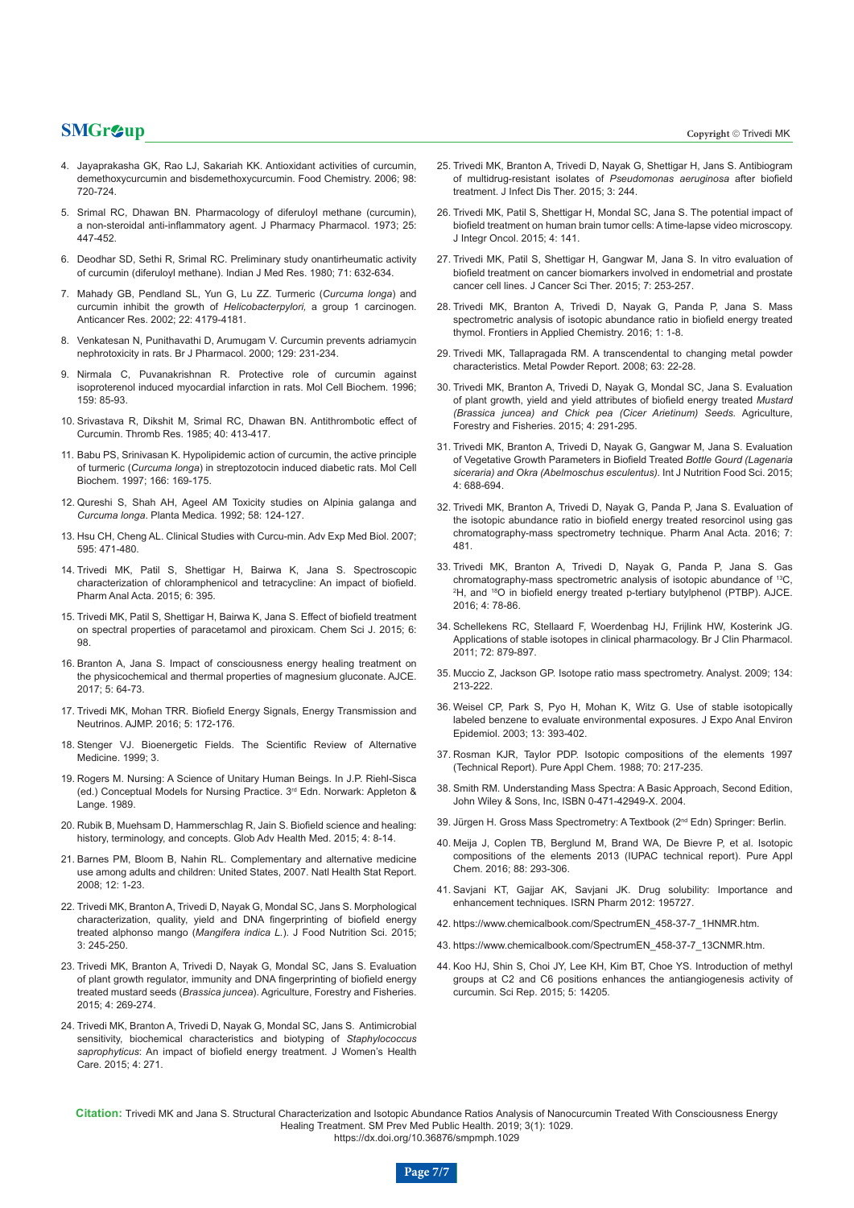4. Jayaprakasha GK, Rao LJ, Sakariah KK. Antioxidant activities of curcumin, demethoxycurcumin and bisdemethoxycurcumin. Food Chemistry. 2006; 98: 720-724.

5. Srimal RC, Dhawan BN. Pharmacology of diferuloyl methane (curcumin), a non-steroidal anti-inflammatory agent. J Pharmacy Pharmacol. 1973; 25: 447-452.

6. Deodhar SD, Sethi R, Srimal RC. Preliminary study onantirheumatic activity of curcumin (diferuloyl methane). Indian J Med Res. 1980; 71: 632-634.

7. Mahady GB, Pendland SL, Yun G, Lu ZZ. Turmeric (*Curcuma longa*) and curcumin inhibit the growth of *Helicobacterpylori*, a group 1 carcinogen. Anticancer Res. 2002; 22: 4179-4181.

8. Venkatesan N, Punithavathi D, Arumugam V. Curcumin prevents adriamycin nephrotoxicity in rats. Br J Pharmacol. 2000; 129: 231-234.

9. Nirmala C, Puvanakrishnan R. Protective role of curcumin against isoproterenol induced myocardial infarction in rats. Mol Cell Biochem. 1996; 159: 85-93.

10. Srivastava R, Dikshit M, Srimal RC, Dhawan BN. Antithrombotic effect of Curcumin. Thromb Res. 1985; 40: 413-417.

11. Babu PS, Srinivasan K. Hypolipidemic action of curcumin, the active principle of turmeric (*Curcuma longa*) in streptozotocin induced diabetic rats. Mol Cell Biochem. 1997; 166: 169-175.

12. Qureshi S, Shah AH, Ageel AM Toxicity studies on Alpinia galanga and *Curcuma longa*. Planta Medica. 1992; 58: 124-127.

13. Hsu CH, Cheng AL. Clinical Studies with Curcu-min. Adv Exp Med Biol. 2007; 595: 471-480.

14. Trivedi MK, Patil S, Shettigar H, Bairwa K, Jana S. Spectroscopic characterization of chloramphenicol and tetracycline: An impact of biofield. Pharm Anal Acta. 2015; 6: 395.

15. Trivedi MK, Patil S, Shettigar H, Bairwa K, Jana S. Effect of biofield treatment on spectral properties of paracetamol and piroxicam. Chem Sci J. 2015; 6: 98.

16. Branton A, Jana S. Impact of consciousness energy healing treatment on the physicochemical and thermal properties of magnesium gluconate. AJCE. 2017; 5: 64-73.

17. Trivedi MK, Mohan TRR. Biofield Energy Signals, Energy Transmission and Neutrinos. AJMP. 2016; 5: 172-176.

18. Stenger VJ. Bioenergetic Fields. The Scientific Review of Alternative Medicine. 1999; 3.

19. Rogers M. Nursing: A Science of Unitary Human Beings. In J.P. Riehl-Sisca (ed.) Conceptual Models for Nursing Practice. 3rd Edn. Norwark: Appleton & Lange. 1989.

20. Rubik B, Muehsam D, Hammerschlag R, Jain S. Biofield science and healing: history, terminology, and concepts. Glob Adv Health Med. 2015; 4: 8-14.

21. Barnes PM, Bloom B, Nahin RL. Complementary and alternative medicine use among adults and children: United States, 2007. Natl Health Stat Report. 2008; 12: 1-23.

22. Trivedi MK, Branton A, Trivedi D, Nayak G, Mondal SC, Jans S. Morphological characterization, quality, yield and DNA fingerprinting of biofield energy treated alphonso mango (*Mangifera indica L.*). J Food Nutrition Sci. 2015; 3: 245-250.

23. Trivedi MK, Branton A, Trivedi D, Nayak G, Mondal SC, Jans S. Evaluation of plant growth regulator, immunity and DNA fingerprinting of biofield energy treated mustard seeds (*Brassica juncea*). Agriculture, Forestry and Fisheries. 2015; 4: 269-274.

24. Trivedi MK, Branton A, Trivedi D, Nayak G, Mondal SC, Jans S. Antimicrobial sensitivity, biochemical characteristics and biotyping of *Staphylococcus saprophyticus*: An impact of biofield energy treatment. J Women's Health Care. 2015; 4: 271.

25. Trivedi MK, Branton A, Trivedi D, Nayak G, Shettigar H, Jans S. Antibiogram of multidrug-resistant isolates of *Pseudomonas aeruginosa* after biofield treatment. J Infect Dis Ther. 2015; 3: 244.

26. Trivedi MK, Patil S, Shettigar H, Mondal SC, Jana S. The potential impact of biofield treatment on human brain tumor cells: A time-lapse video microscopy. J Integr Oncol. 2015; 4: 141.

27. Trivedi MK, Patil S, Shettigar H, Gangwar M, Jana S. In vitro evaluation of biofield treatment on cancer biomarkers involved in endometrial and prostate cancer cell lines. J Cancer Sci Ther. 2015; 7: 253-257.

28. Trivedi MK, Branton A, Trivedi D, Nayak G, Panda P, Jana S. Mass spectrometric analysis of isotopic abundance ratio in biofield energy treated thymol. Frontiers in Applied Chemistry. 2016; 1: 1-8.

29. Trivedi MK, Tallapragada RM. A transcendental to changing metal powder characteristics. Metal Powder Report. 2008; 63: 22-28.

30. Trivedi MK, Branton A, Trivedi D, Nayak G, Mondal SC, Jana S. Evaluation of plant growth, yield and yield attributes of biofield energy treated *Mustard (Brassica juncea) and Chick pea (Cicer Arietinum) Seeds.* Agriculture, Forestry and Fisheries. 2015; 4: 291-295.

31. Trivedi MK, Branton A, Trivedi D, Nayak G, Gangwar M, Jana S. Evaluation of Vegetative Growth Parameters in Biofield Treated *Bottle Gourd (Lagenaria siceraria) and Okra (Abelmoschus esculentus)*. Int J Nutrition Food Sci. 2015; 4: 688-694.

32. Trivedi MK, Branton A, Trivedi D, Nayak G, Panda P, Jana S. Evaluation of the isotopic abundance ratio in biofield energy treated resorcinol using gas chromatography-mass spectrometry technique. Pharm Anal Acta. 2016; 7: 481.

33. Trivedi MK, Branton A, Trivedi D, Nayak G, Panda P, Jana S. Gas chromatography-mass spectrometric analysis of isotopic abundance of $^{13}C$, $^{2}H$, and $^{18}O$ in biofield energy treated p-tertiary butylphenol (PTBP). AJCE. 2016; 4: 78-86.

34. Schellekens RC, Stellaard F, Woerdenbag HJ, Frijlink HW, Kosterink JG. Applications of stable isotopes in clinical pharmacology. Br J Clin Pharmacol. 2011; 72: 879-897.

35. Muccio Z, Jackson GP. Isotope ratio mass spectrometry. Analyst. 2009; 134: 213-222.

36. Weisel CP, Park S, Pyo H, Mohan K, Witz G. Use of stable isotopically labeled benzene to evaluate environmental exposures. J Expo Anal Environ Epidemiol. 2003; 13: 393-402.

37. Rosman KJR, Taylor PDP. Isotopic compositions of the elements 1997 (Technical Report). Pure Appl Chem. 1988; 70: 217-235.

38. Smith RM. Understanding Mass Spectra: A Basic Approach, Second Edition, John Wiley & Sons, Inc, ISBN 0-471-42949-X. 2004.

39. Jürgen H. Gross Mass Spectrometry: A Textbook (2nd Edn) Springer: Berlin.

40. Meija J, Coplen TB, Berglund M, Brand WA, De Bievre P, et al. Isotopic compositions of the elements 2013 (IUPAC technical report). Pure Appl Chem. 2016; 88: 293-306.

41. Savjani KT, Gajjar AK, Savjani JK. Drug solubility: Importance and enhancement techniques. ISRN Pharm 2012: 195727.

42. https://www.chemicalbook.com/SpectrumEN_458-37-7_1HNMR.htm.

43. https://www.chemicalbook.com/SpectrumEN_458-37-7_13CNMR.htm.

44. Koo HJ, Shin S, Choi JY, Lee KH, Kim BT, Choe YS. Introduction of methyl groups at C2 and C6 positions enhances the antiangiogenesis activity of curcumin. Sci Rep. 2015; 5: 14205.